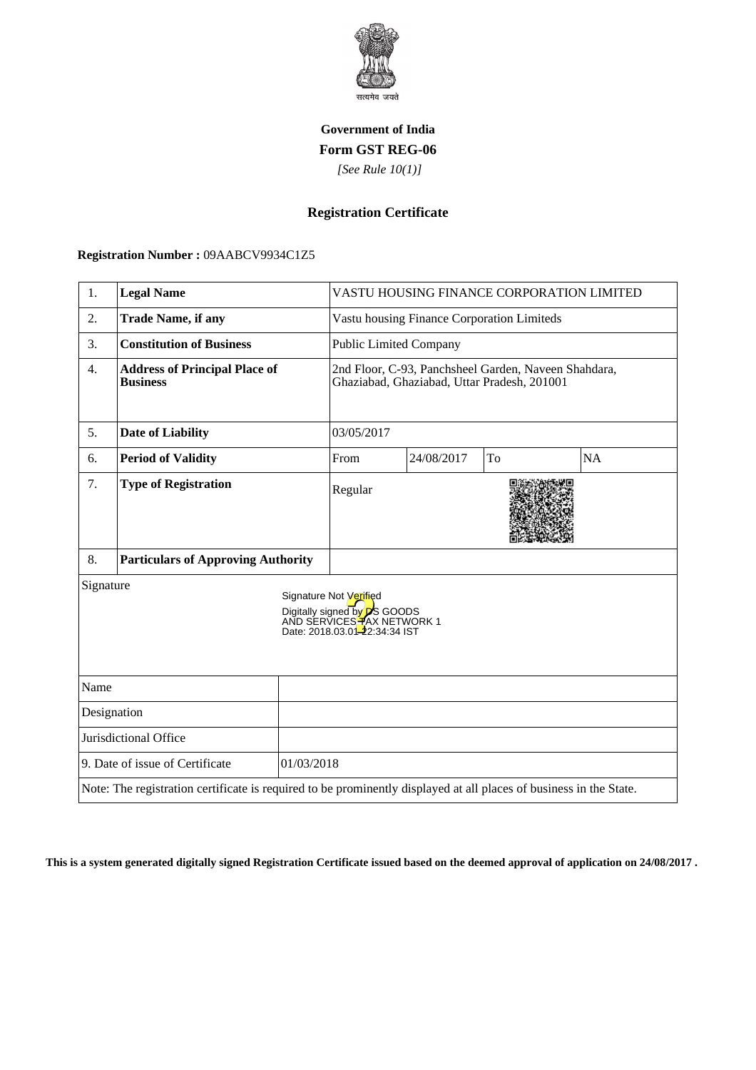सत्यमेव जयते

**Government of India**

**Form GST REG-06**

*[See Rule 10(1)]*

## Registration Certificate

**Registration Number :** 09AABCV9934C1Z5

| 1. | **Legal Name** | VASTU HOUSING FINANCE CORPORATION LIMITED | | | |
|---|---|---|---|---|---|
| 2. | **Trade Name, if any** | Vastu housing Finance Corporation Limiteds | | | |
| 3. | **Constitution of Business** | Public Limited Company | | | |
| 4. | **Address of Principal Place of Business** | 2nd Floor, C-93, Panchsheel Garden, Naveen Shahdara, Ghaziabad, Ghaziabad, Uttar Pradesh, 201001 | | | |
| 5. | **Date of Liability** | 03/05/2017 | | | |
| 6. | **Period of Validity** | From | 24/08/2017 | To | NA |
| 7. | **Type of Registration** | Regular | | | |
| 8. | **Particulars of Approving Authority** | | | | |

Signature

Signature Not Verified
Digitally signed by DS GOODS AND SERVICES TAX NETWORK 1
Date: 2018.03.01 22:34:34 IST

| Name | |
|---|---|
| Designation | |
| Jurisdictional Office | |
| 9. Date of issue of Certificate | 01/03/2018 |

Note: The registration certificate is required to be prominently displayed at all places of business in the State.

**This is a system generated digitally signed Registration Certificate issued based on the deemed approval of application on 24/08/2017 .**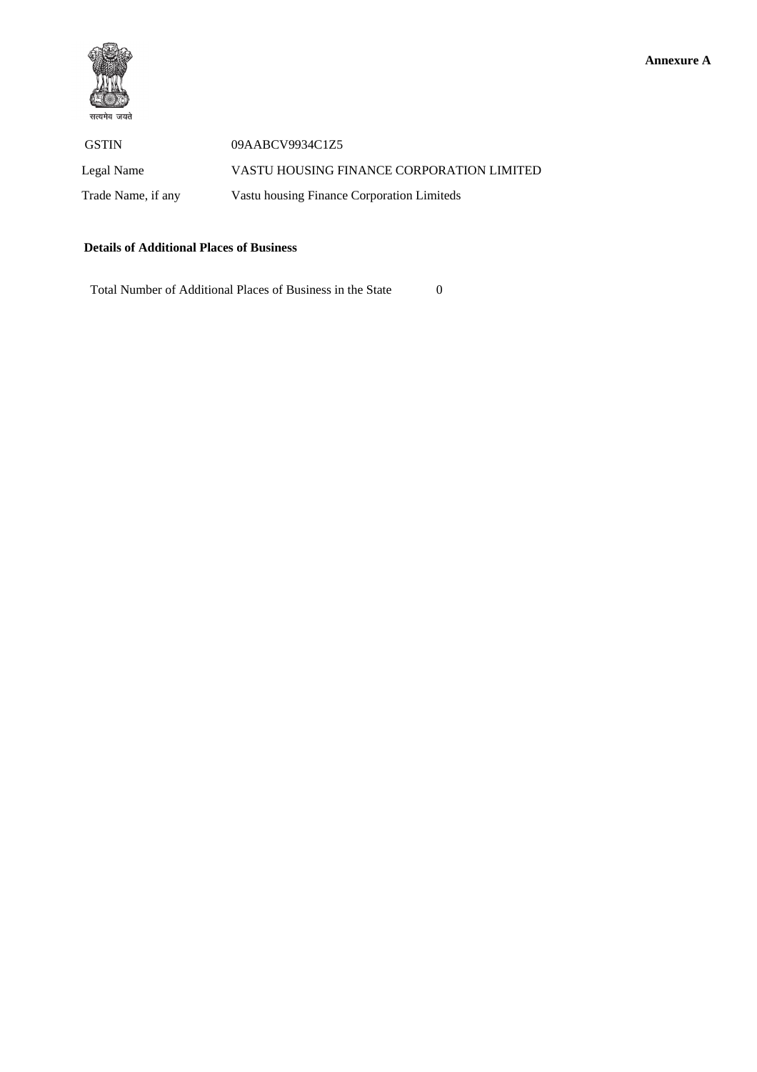सत्यमेव जयते

**Annexure A**

| | |
|---|---|
| GSTIN | 09AABCV9934C1Z5 |
| Legal Name | VASTU HOUSING FINANCE CORPORATION LIMITED |
| Trade Name, if any | Vastu housing Finance Corporation Limiteds |

**Details of Additional Places of Business**

Total Number of Additional Places of Business in the State 0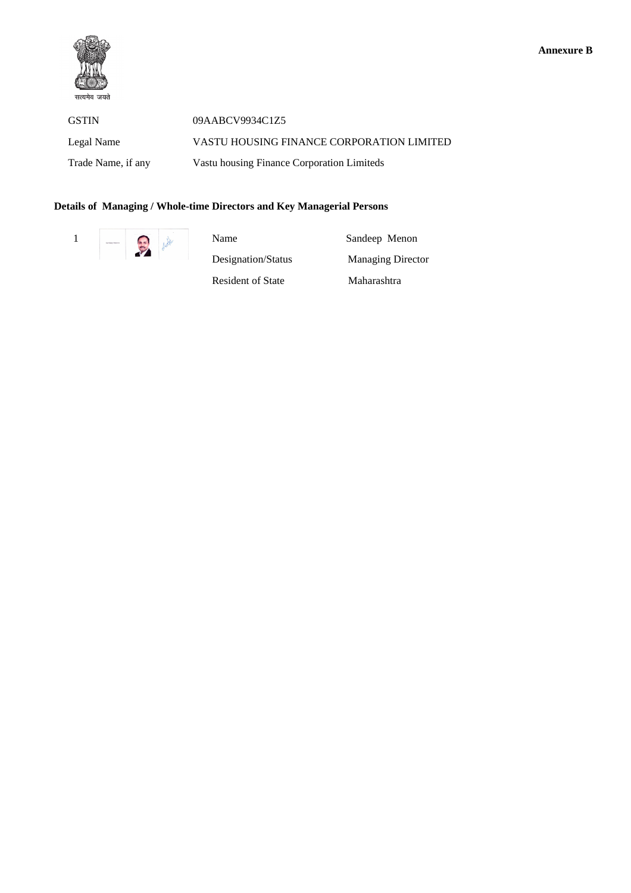**Annexure B**

सत्यमेव जयते

| | |
|---|---|
| GSTIN | 09AABCV9934C1Z5 |
| Legal Name | VASTU HOUSING FINANCE CORPORATION LIMITED |
| Trade Name, if any | Vastu housing Finance Corporation Limiteds |

**Details of Managing / Whole-time Directors and Key Managerial Persons**

1

| | |
|---|---|
| Name | Sandeep Menon |
| Designation/Status | Managing Director |
| Resident of State | Maharashtra |